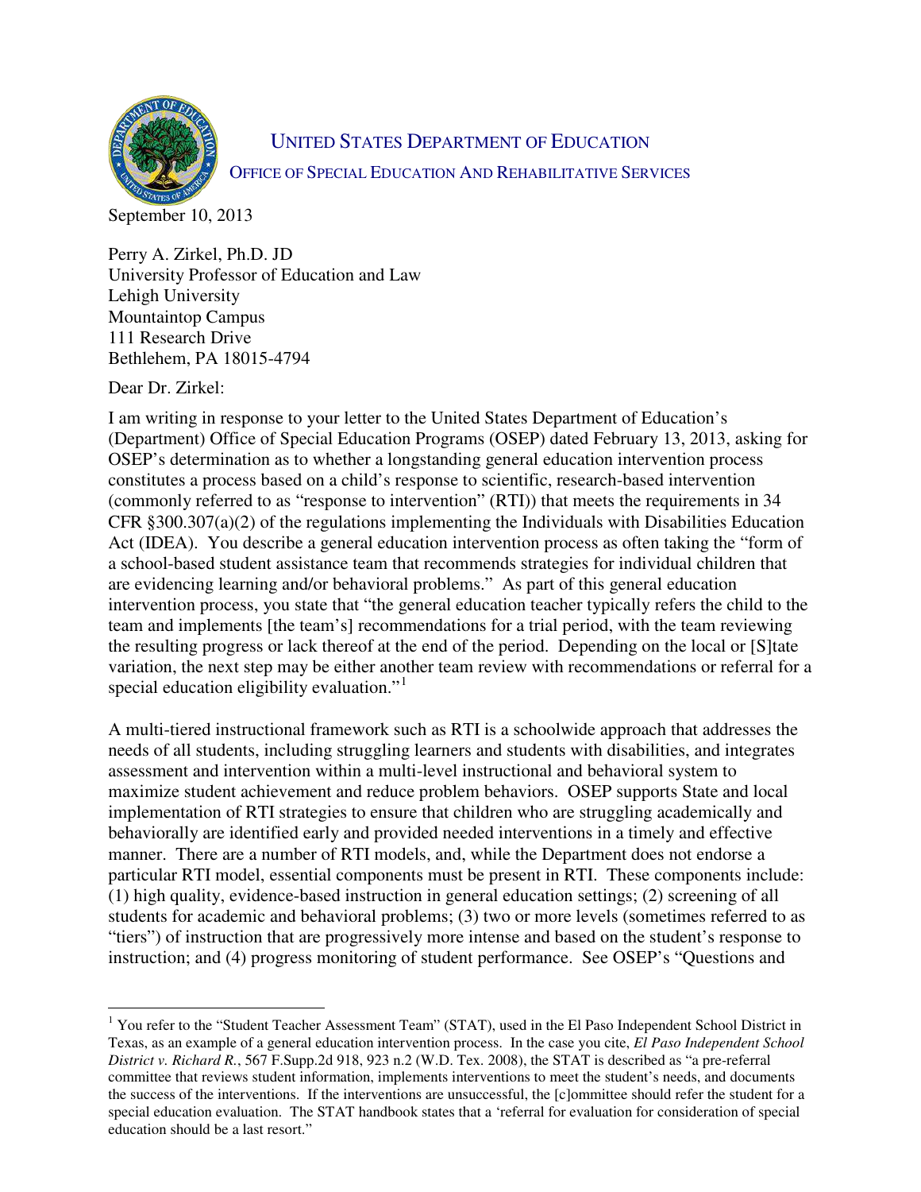UNITED STATES DEPARTMENT OF EDUCATION

OFFICE OF SPECIAL EDUCATION AND REHABILITATIVE SERVICES

September 10, 2013

Perry A. Zirkel, Ph.D. JD
University Professor of Education and Law
Lehigh University
Mountaintop Campus
111 Research Drive
Bethlehem, PA 18015-4794

Dear Dr. Zirkel:

I am writing in response to your letter to the United States Department of Education's (Department) Office of Special Education Programs (OSEP) dated February 13, 2013, asking for OSEP's determination as to whether a longstanding general education intervention process constitutes a process based on a child's response to scientific, research-based intervention (commonly referred to as "response to intervention" (RTI)) that meets the requirements in 34 CFR §300.307(a)(2) of the regulations implementing the Individuals with Disabilities Education Act (IDEA). You describe a general education intervention process as often taking the "form of a school-based student assistance team that recommends strategies for individual children that are evidencing learning and/or behavioral problems." As part of this general education intervention process, you state that "the general education teacher typically refers the child to the team and implements [the team's] recommendations for a trial period, with the team reviewing the resulting progress or lack thereof at the end of the period. Depending on the local or [S]tate variation, the next step may be either another team review with recommendations or referral for a special education eligibility evaluation."[1]

A multi-tiered instructional framework such as RTI is a schoolwide approach that addresses the needs of all students, including struggling learners and students with disabilities, and integrates assessment and intervention within a multi-level instructional and behavioral system to maximize student achievement and reduce problem behaviors. OSEP supports State and local implementation of RTI strategies to ensure that children who are struggling academically and behaviorally are identified early and provided needed interventions in a timely and effective manner. There are a number of RTI models, and, while the Department does not endorse a particular RTI model, essential components must be present in RTI. These components include: (1) high quality, evidence-based instruction in general education settings; (2) screening of all students for academic and behavioral problems; (3) two or more levels (sometimes referred to as "tiers") of instruction that are progressively more intense and based on the student's response to instruction; and (4) progress monitoring of student performance. See OSEP's "Questions and

[1] You refer to the "Student Teacher Assessment Team" (STAT), used in the El Paso Independent School District in Texas, as an example of a general education intervention process. In the case you cite, *El Paso Independent School District v. Richard R.*, 567 F.Supp.2d 918, 923 n.2 (W.D. Tex. 2008), the STAT is described as "a pre-referral committee that reviews student information, implements interventions to meet the student's needs, and documents the success of the interventions. If the interventions are unsuccessful, the [c]ommittee should refer the student for a special education evaluation. The STAT handbook states that a 'referral for evaluation for consideration of special education should be a last resort."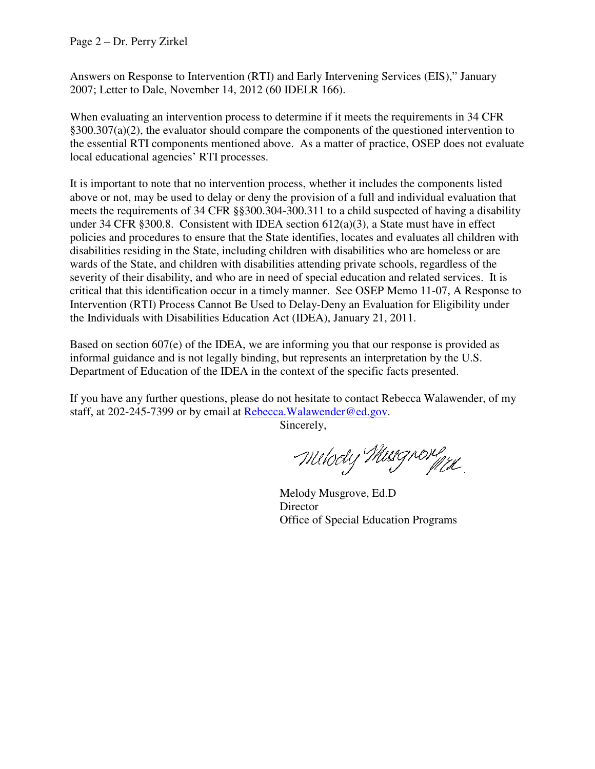Answers on Response to Intervention (RTI) and Early Intervening Services (EIS)," January 2007; Letter to Dale, November 14, 2012 (60 IDELR 166).

When evaluating an intervention process to determine if it meets the requirements in 34 CFR §300.307(a)(2), the evaluator should compare the components of the questioned intervention to the essential RTI components mentioned above. As a matter of practice, OSEP does not evaluate local educational agencies' RTI processes.

It is important to note that no intervention process, whether it includes the components listed above or not, may be used to delay or deny the provision of a full and individual evaluation that meets the requirements of 34 CFR §§300.304-300.311 to a child suspected of having a disability under 34 CFR §300.8. Consistent with IDEA section 612(a)(3), a State must have in effect policies and procedures to ensure that the State identifies, locates and evaluates all children with disabilities residing in the State, including children with disabilities who are homeless or are wards of the State, and children with disabilities attending private schools, regardless of the severity of their disability, and who are in need of special education and related services. It is critical that this identification occur in a timely manner. See OSEP Memo 11-07, A Response to Intervention (RTI) Process Cannot Be Used to Delay-Deny an Evaluation for Eligibility under the Individuals with Disabilities Education Act (IDEA), January 21, 2011.

Based on section 607(e) of the IDEA, we are informing you that our response is provided as informal guidance and is not legally binding, but represents an interpretation by the U.S. Department of Education of the IDEA in the context of the specific facts presented.

If you have any further questions, please do not hesitate to contact Rebecca Walawender, of my staff, at 202-245-7399 or by email at Rebecca.Walawender@ed.gov.

Sincerely,

Melody Musgrove, Ed.D
Director
Office of Special Education Programs